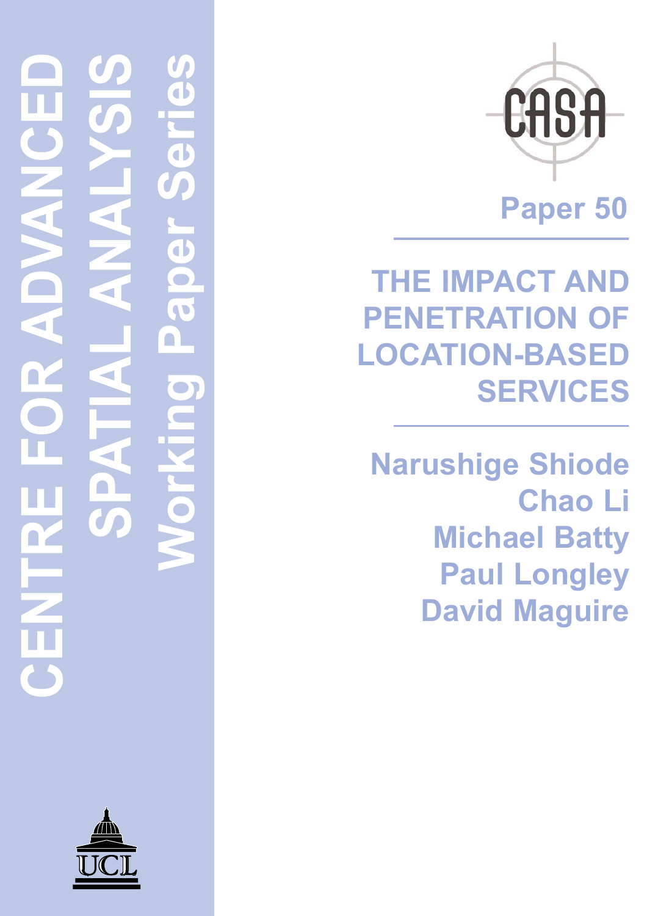# CENTRE FOR ADVANCED SPATIAL ANALYSIS

## Working Paper Series

CASA

**Paper 50**

# THE IMPACT AND PENETRATION OF LOCATION-BASED SERVICES

**Narushige Shiode**
**Chao Li**
**Michael Batty**
**Paul Longley**
**David Maguire**

UCL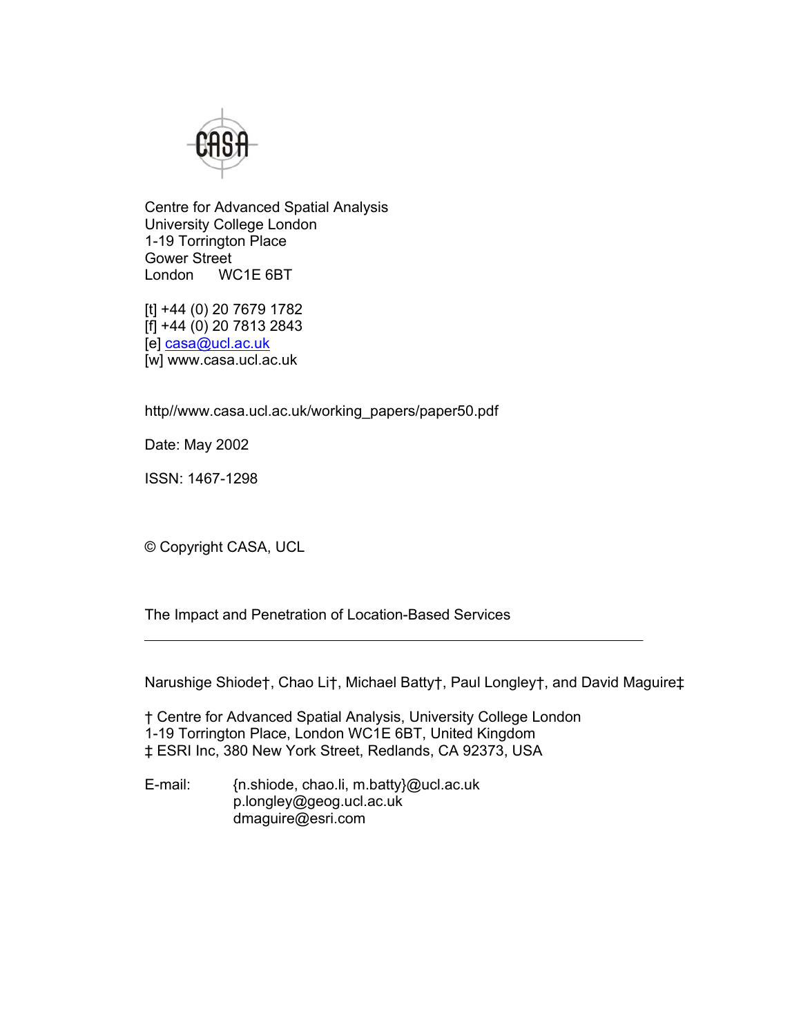Centre for Advanced Spatial Analysis
University College London
1-19 Torrington Place
Gower Street
London WC1E 6BT

[t] +44 (0) 20 7679 1782
[f] +44 (0) 20 7813 2843
[e] casa@ucl.ac.uk
[w] www.casa.ucl.ac.uk

http//www.casa.ucl.ac.uk/working_papers/paper50.pdf

Date: May 2002

ISSN: 1467-1298

© Copyright CASA, UCL

# The Impact and Penetration of Location-Based Services

---

Narushige Shiode†, Chao Li†, Michael Batty†, Paul Longley†, and David Maguire‡

† Centre for Advanced Spatial Analysis, University College London
1-19 Torrington Place, London WC1E 6BT, United Kingdom
‡ ESRI Inc, 380 New York Street, Redlands, CA 92373, USA

E-mail: {n.shiode, chao.li, m.batty}@ucl.ac.uk
p.longley@geog.ucl.ac.uk
dmaguire@esri.com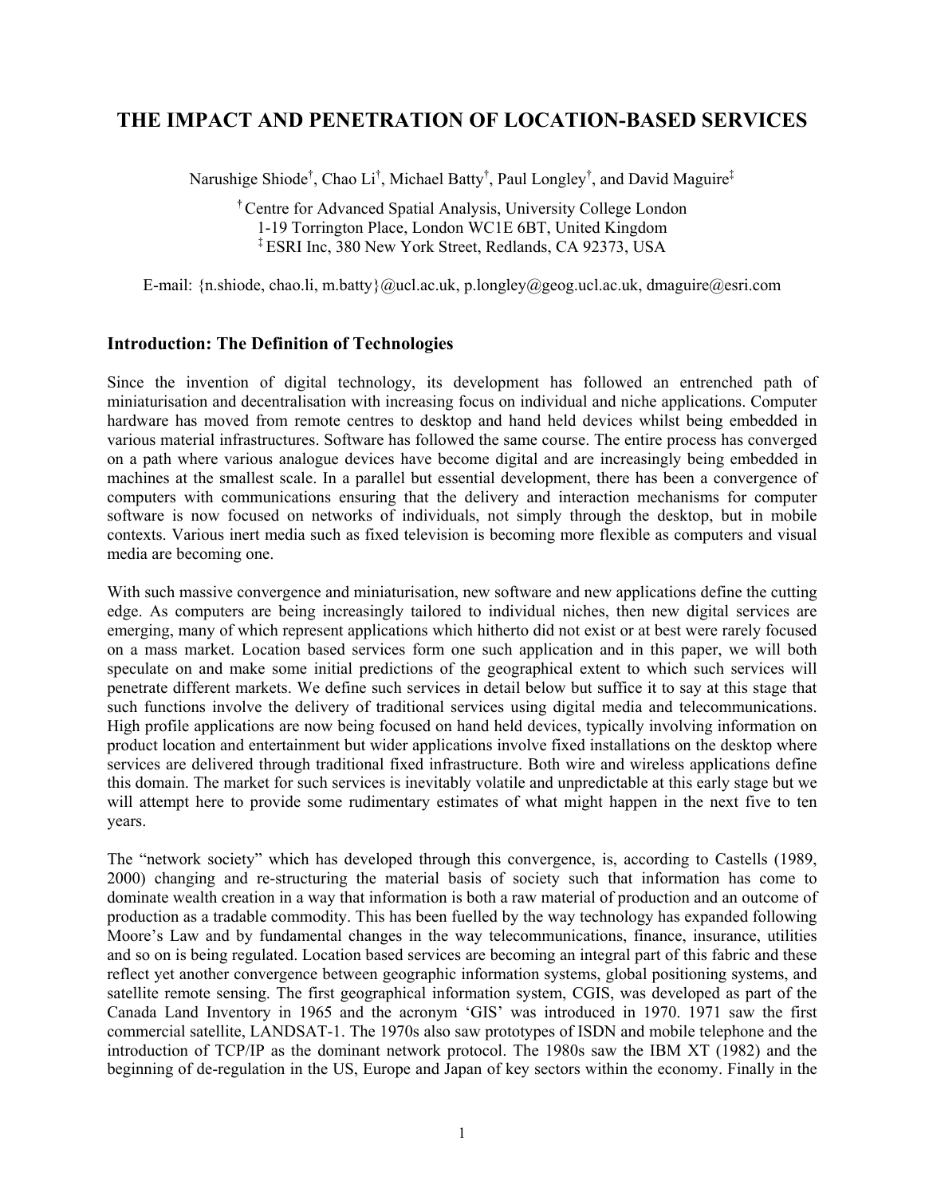# THE IMPACT AND PENETRATION OF LOCATION-BASED SERVICES

Narushige Shiode[†], Chao Li[†], Michael Batty[†], Paul Longley[†], and David Maguire[‡]

[†] Centre for Advanced Spatial Analysis, University College London
1-19 Torrington Place, London WC1E 6BT, United Kingdom
[‡] ESRI Inc, 380 New York Street, Redlands, CA 92373, USA

E-mail: {n.shiode, chao.li, m.batty}@ucl.ac.uk, p.longley@geog.ucl.ac.uk, dmaguire@esri.com

## Introduction: The Definition of Technologies

Since the invention of digital technology, its development has followed an entrenched path of miniaturisation and decentralisation with increasing focus on individual and niche applications. Computer hardware has moved from remote centres to desktop and hand held devices whilst being embedded in various material infrastructures. Software has followed the same course. The entire process has converged on a path where various analogue devices have become digital and are increasingly being embedded in machines at the smallest scale. In a parallel but essential development, there has been a convergence of computers with communications ensuring that the delivery and interaction mechanisms for computer software is now focused on networks of individuals, not simply through the desktop, but in mobile contexts. Various inert media such as fixed television is becoming more flexible as computers and visual media are becoming one.

With such massive convergence and miniaturisation, new software and new applications define the cutting edge. As computers are being increasingly tailored to individual niches, then new digital services are emerging, many of which represent applications which hitherto did not exist or at best were rarely focused on a mass market. Location based services form one such application and in this paper, we will both speculate on and make some initial predictions of the geographical extent to which such services will penetrate different markets. We define such services in detail below but suffice it to say at this stage that such functions involve the delivery of traditional services using digital media and telecommunications. High profile applications are now being focused on hand held devices, typically involving information on product location and entertainment but wider applications involve fixed installations on the desktop where services are delivered through traditional fixed infrastructure. Both wire and wireless applications define this domain. The market for such services is inevitably volatile and unpredictable at this early stage but we will attempt here to provide some rudimentary estimates of what might happen in the next five to ten years.

The "network society" which has developed through this convergence, is, according to Castells (1989, 2000) changing and re-structuring the material basis of society such that information has come to dominate wealth creation in a way that information is both a raw material of production and an outcome of production as a tradable commodity. This has been fuelled by the way technology has expanded following Moore's Law and by fundamental changes in the way telecommunications, finance, insurance, utilities and so on is being regulated. Location based services are becoming an integral part of this fabric and these reflect yet another convergence between geographic information systems, global positioning systems, and satellite remote sensing. The first geographical information system, CGIS, was developed as part of the Canada Land Inventory in 1965 and the acronym 'GIS' was introduced in 1970. 1971 saw the first commercial satellite, LANDSAT-1. The 1970s also saw prototypes of ISDN and mobile telephone and the introduction of TCP/IP as the dominant network protocol. The 1980s saw the IBM XT (1982) and the beginning of de-regulation in the US, Europe and Japan of key sectors within the economy. Finally in the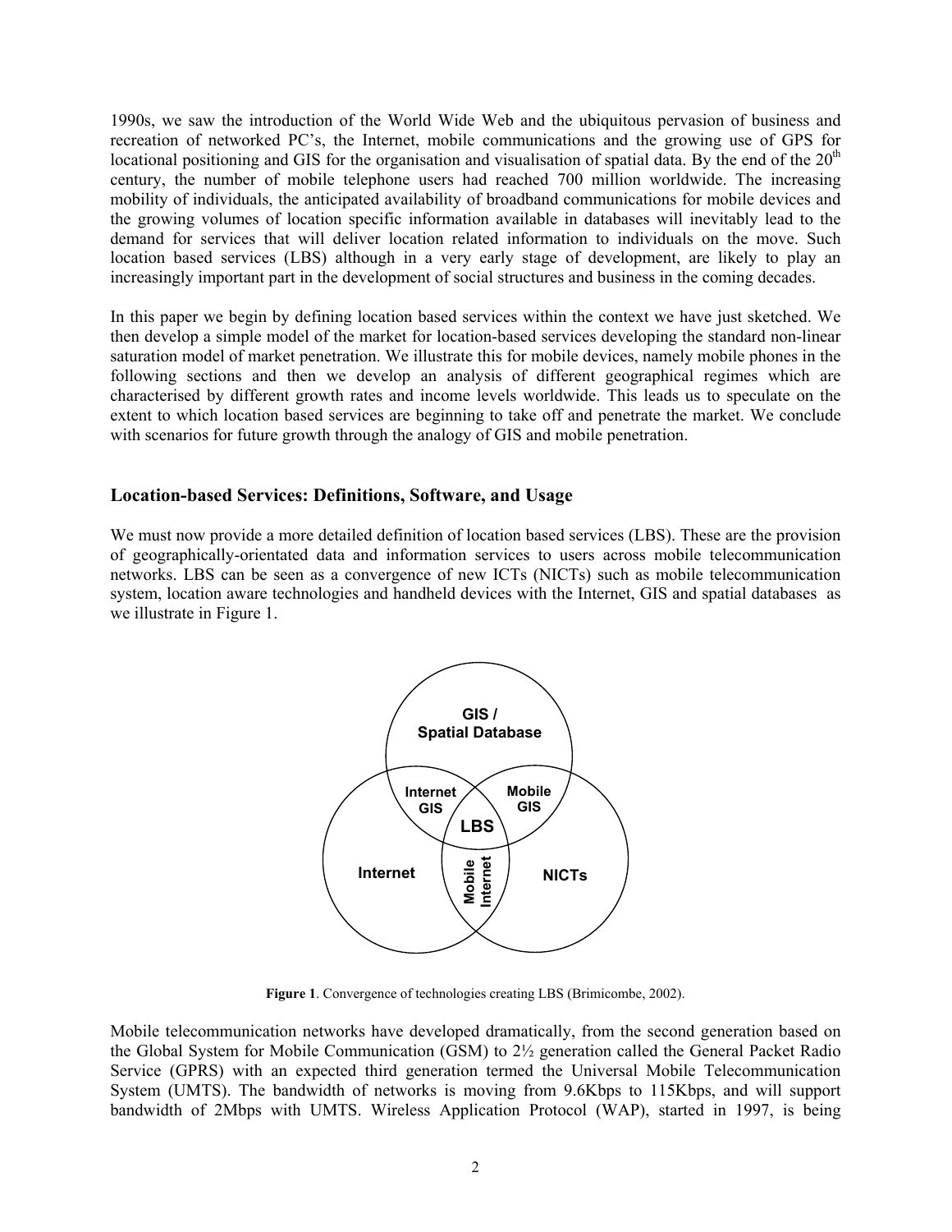1990s, we saw the introduction of the World Wide Web and the ubiquitous pervasion of business and recreation of networked PC's, the Internet, mobile communications and the growing use of GPS for locational positioning and GIS for the organisation and visualisation of spatial data. By the end of the 20th century, the number of mobile telephone users had reached 700 million worldwide. The increasing mobility of individuals, the anticipated availability of broadband communications for mobile devices and the growing volumes of location specific information available in databases will inevitably lead to the demand for services that will deliver location related information to individuals on the move. Such location based services (LBS) although in a very early stage of development, are likely to play an increasingly important part in the development of social structures and business in the coming decades.

In this paper we begin by defining location based services within the context we have just sketched. We then develop a simple model of the market for location-based services developing the standard non-linear saturation model of market penetration. We illustrate this for mobile devices, namely mobile phones in the following sections and then we develop an analysis of different geographical regimes which are characterised by different growth rates and income levels worldwide. This leads us to speculate on the extent to which location based services are beginning to take off and penetrate the market. We conclude with scenarios for future growth through the analogy of GIS and mobile penetration.

## Location-based Services: Definitions, Software, and Usage

We must now provide a more detailed definition of location based services (LBS). These are the provision of geographically-orientated data and information services to users across mobile telecommunication networks. LBS can be seen as a convergence of new ICTs (NICTs) such as mobile telecommunication system, location aware technologies and handheld devices with the Internet, GIS and spatial databases as we illustrate in Figure 1.

GIS / Spatial Database — Internet GIS — Mobile GIS — LBS — Internet — Mobile Internet — NICTs

**Figure 1**. Convergence of technologies creating LBS (Brimicombe, 2002).

Mobile telecommunication networks have developed dramatically, from the second generation based on the Global System for Mobile Communication (GSM) to 2½ generation called the General Packet Radio Service (GPRS) with an expected third generation termed the Universal Mobile Telecommunication System (UMTS). The bandwidth of networks is moving from 9.6Kbps to 115Kbps, and will support bandwidth of 2Mbps with UMTS. Wireless Application Protocol (WAP), started in 1997, is being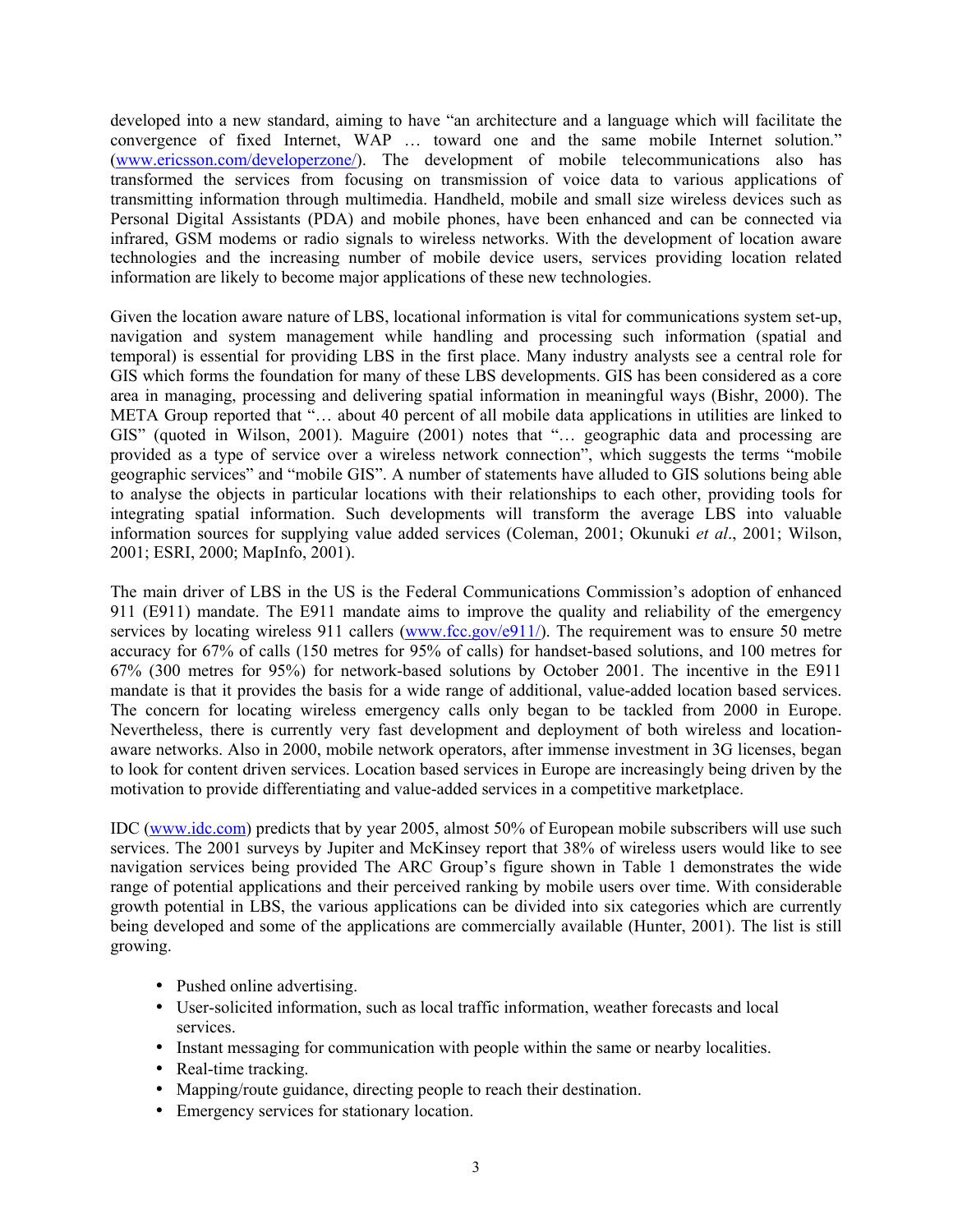developed into a new standard, aiming to have "an architecture and a language which will facilitate the convergence of fixed Internet, WAP … toward one and the same mobile Internet solution." (www.ericsson.com/developerzone/). The development of mobile telecommunications also has transformed the services from focusing on transmission of voice data to various applications of transmitting information through multimedia. Handheld, mobile and small size wireless devices such as Personal Digital Assistants (PDA) and mobile phones, have been enhanced and can be connected via infrared, GSM modems or radio signals to wireless networks. With the development of location aware technologies and the increasing number of mobile device users, services providing location related information are likely to become major applications of these new technologies.

Given the location aware nature of LBS, locational information is vital for communications system set-up, navigation and system management while handling and processing such information (spatial and temporal) is essential for providing LBS in the first place. Many industry analysts see a central role for GIS which forms the foundation for many of these LBS developments. GIS has been considered as a core area in managing, processing and delivering spatial information in meaningful ways (Bishr, 2000). The META Group reported that "… about 40 percent of all mobile data applications in utilities are linked to GIS" (quoted in Wilson, 2001). Maguire (2001) notes that "… geographic data and processing are provided as a type of service over a wireless network connection", which suggests the terms "mobile geographic services" and "mobile GIS". A number of statements have alluded to GIS solutions being able to analyse the objects in particular locations with their relationships to each other, providing tools for integrating spatial information. Such developments will transform the average LBS into valuable information sources for supplying value added services (Coleman, 2001; Okunuki *et al*., 2001; Wilson, 2001; ESRI, 2000; MapInfo, 2001).

The main driver of LBS in the US is the Federal Communications Commission's adoption of enhanced 911 (E911) mandate. The E911 mandate aims to improve the quality and reliability of the emergency services by locating wireless 911 callers (www.fcc.gov/e911/). The requirement was to ensure 50 metre accuracy for 67% of calls (150 metres for 95% of calls) for handset-based solutions, and 100 metres for 67% (300 metres for 95%) for network-based solutions by October 2001. The incentive in the E911 mandate is that it provides the basis for a wide range of additional, value-added location based services. The concern for locating wireless emergency calls only began to be tackled from 2000 in Europe. Nevertheless, there is currently very fast development and deployment of both wireless and location-aware networks. Also in 2000, mobile network operators, after immense investment in 3G licenses, began to look for content driven services. Location based services in Europe are increasingly being driven by the motivation to provide differentiating and value-added services in a competitive marketplace.

IDC (www.idc.com) predicts that by year 2005, almost 50% of European mobile subscribers will use such services. The 2001 surveys by Jupiter and McKinsey report that 38% of wireless users would like to see navigation services being provided The ARC Group's figure shown in Table 1 demonstrates the wide range of potential applications and their perceived ranking by mobile users over time. With considerable growth potential in LBS, the various applications can be divided into six categories which are currently being developed and some of the applications are commercially available (Hunter, 2001). The list is still growing.

- Pushed online advertising.
- User-solicited information, such as local traffic information, weather forecasts and local services.
- Instant messaging for communication with people within the same or nearby localities.
- Real-time tracking.
- Mapping/route guidance, directing people to reach their destination.
- Emergency services for stationary location.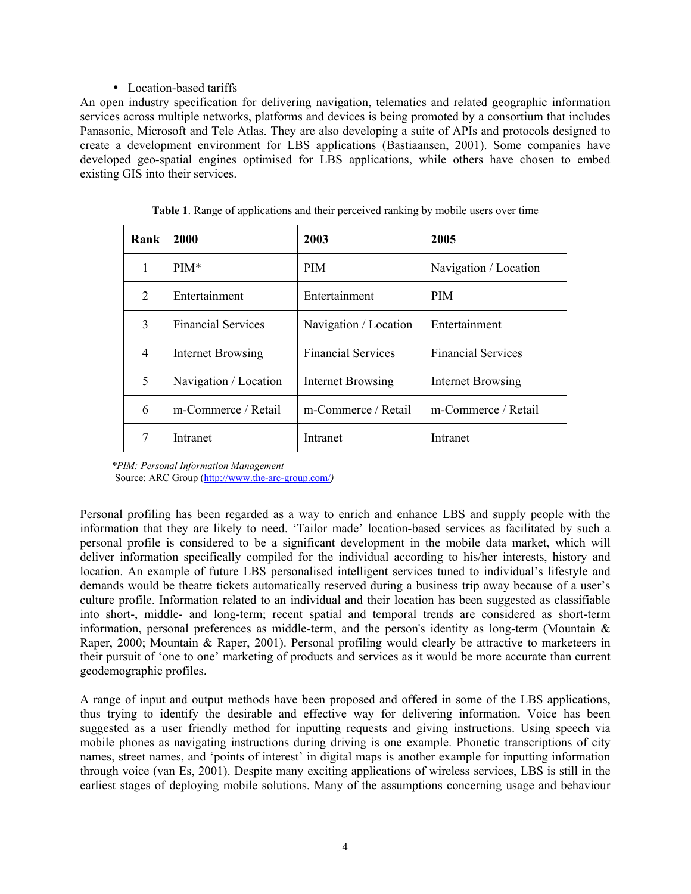- Location-based tariffs

An open industry specification for delivering navigation, telematics and related geographic information services across multiple networks, platforms and devices is being promoted by a consortium that includes Panasonic, Microsoft and Tele Atlas. They are also developing a suite of APIs and protocols designed to create a development environment for LBS applications (Bastiaansen, 2001). Some companies have developed geo-spatial engines optimised for LBS applications, while others have chosen to embed existing GIS into their services.

**Table 1**. Range of applications and their perceived ranking by mobile users over time

| Rank | 2000 | 2003 | 2005 |
|---|---|---|---|
| 1 | PIM* | PIM | Navigation / Location |
| 2 | Entertainment | Entertainment | PIM |
| 3 | Financial Services | Navigation / Location | Entertainment |
| 4 | Internet Browsing | Financial Services | Financial Services |
| 5 | Navigation / Location | Internet Browsing | Internet Browsing |
| 6 | m-Commerce / Retail | m-Commerce / Retail | m-Commerce / Retail |
| 7 | Intranet | Intranet | Intranet |

*\*PIM: Personal Information Management*
Source: ARC Group (http://www.the-arc-group.com/)

Personal profiling has been regarded as a way to enrich and enhance LBS and supply people with the information that they are likely to need. 'Tailor made' location-based services as facilitated by such a personal profile is considered to be a significant development in the mobile data market, which will deliver information specifically compiled for the individual according to his/her interests, history and location. An example of future LBS personalised intelligent services tuned to individual's lifestyle and demands would be theatre tickets automatically reserved during a business trip away because of a user's culture profile. Information related to an individual and their location has been suggested as classifiable into short-, middle- and long-term; recent spatial and temporal trends are considered as short-term information, personal preferences as middle-term, and the person's identity as long-term (Mountain & Raper, 2000; Mountain & Raper, 2001). Personal profiling would clearly be attractive to marketeers in their pursuit of 'one to one' marketing of products and services as it would be more accurate than current geodemographic profiles.

A range of input and output methods have been proposed and offered in some of the LBS applications, thus trying to identify the desirable and effective way for delivering information. Voice has been suggested as a user friendly method for inputting requests and giving instructions. Using speech via mobile phones as navigating instructions during driving is one example. Phonetic transcriptions of city names, street names, and 'points of interest' in digital maps is another example for inputting information through voice (van Es, 2001). Despite many exciting applications of wireless services, LBS is still in the earliest stages of deploying mobile solutions. Many of the assumptions concerning usage and behaviour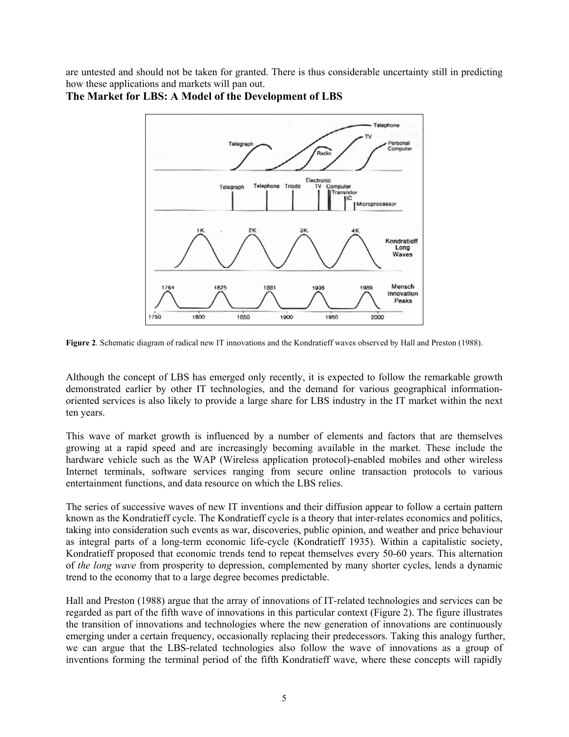are untested and should not be taken for granted. There is thus considerable uncertainty still in predicting how these applications and markets will pan out.

## The Market for LBS: A Model of the Development of LBS

**Figure 2**. Schematic diagram of radical new IT innovations and the Kondratieff waves observed by Hall and Preston (1988).

Although the concept of LBS has emerged only recently, it is expected to follow the remarkable growth demonstrated earlier by other IT technologies, and the demand for various geographical information-oriented services is also likely to provide a large share for LBS industry in the IT market within the next ten years.

This wave of market growth is influenced by a number of elements and factors that are themselves growing at a rapid speed and are increasingly becoming available in the market. These include the hardware vehicle such as the WAP (Wireless application protocol)-enabled mobiles and other wireless Internet terminals, software services ranging from secure online transaction protocols to various entertainment functions, and data resource on which the LBS relies.

The series of successive waves of new IT inventions and their diffusion appear to follow a certain pattern known as the Kondratieff cycle. The Kondratieff cycle is a theory that inter-relates economics and politics, taking into consideration such events as war, discoveries, public opinion, and weather and price behaviour as integral parts of a long-term economic life-cycle (Kondratieff 1935). Within a capitalistic society, Kondratieff proposed that economic trends tend to repeat themselves every 50-60 years. This alternation of *the long wave* from prosperity to depression, complemented by many shorter cycles, lends a dynamic trend to the economy that to a large degree becomes predictable.

Hall and Preston (1988) argue that the array of innovations of IT-related technologies and services can be regarded as part of the fifth wave of innovations in this particular context (Figure 2). The figure illustrates the transition of innovations and technologies where the new generation of innovations are continuously emerging under a certain frequency, occasionally replacing their predecessors. Taking this analogy further, we can argue that the LBS-related technologies also follow the wave of innovations as a group of inventions forming the terminal period of the fifth Kondratieff wave, where these concepts will rapidly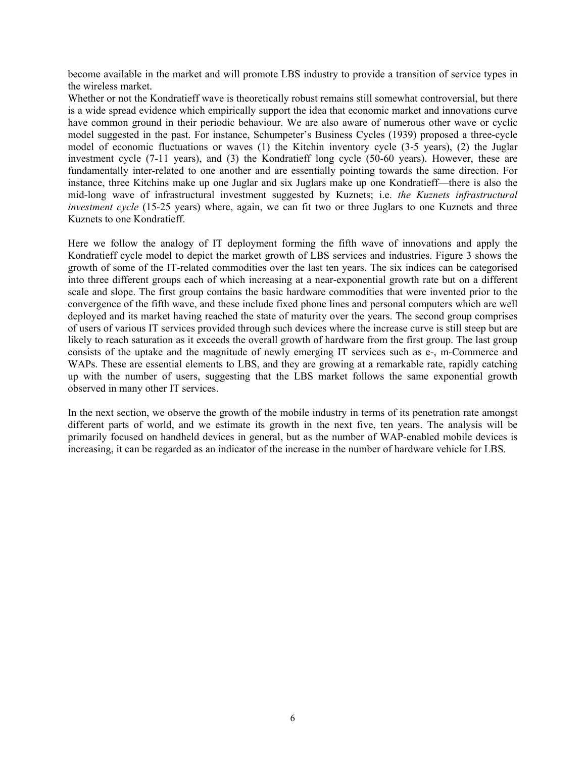become available in the market and will promote LBS industry to provide a transition of service types in the wireless market.

Whether or not the Kondratieff wave is theoretically robust remains still somewhat controversial, but there is a wide spread evidence which empirically support the idea that economic market and innovations curve have common ground in their periodic behaviour. We are also aware of numerous other wave or cyclic model suggested in the past. For instance, Schumpeter's Business Cycles (1939) proposed a three-cycle model of economic fluctuations or waves (1) the Kitchin inventory cycle (3-5 years), (2) the Juglar investment cycle (7-11 years), and (3) the Kondratieff long cycle (50-60 years). However, these are fundamentally inter-related to one another and are essentially pointing towards the same direction. For instance, three Kitchins make up one Juglar and six Juglars make up one Kondratieff—there is also the mid-long wave of infrastructural investment suggested by Kuznets; i.e. *the Kuznets infrastructural investment cycle* (15-25 years) where, again, we can fit two or three Juglars to one Kuznets and three Kuznets to one Kondratieff.

Here we follow the analogy of IT deployment forming the fifth wave of innovations and apply the Kondratieff cycle model to depict the market growth of LBS services and industries. Figure 3 shows the growth of some of the IT-related commodities over the last ten years. The six indices can be categorised into three different groups each of which increasing at a near-exponential growth rate but on a different scale and slope. The first group contains the basic hardware commodities that were invented prior to the convergence of the fifth wave, and these include fixed phone lines and personal computers which are well deployed and its market having reached the state of maturity over the years. The second group comprises of users of various IT services provided through such devices where the increase curve is still steep but are likely to reach saturation as it exceeds the overall growth of hardware from the first group. The last group consists of the uptake and the magnitude of newly emerging IT services such as e-, m-Commerce and WAPs. These are essential elements to LBS, and they are growing at a remarkable rate, rapidly catching up with the number of users, suggesting that the LBS market follows the same exponential growth observed in many other IT services.

In the next section, we observe the growth of the mobile industry in terms of its penetration rate amongst different parts of world, and we estimate its growth in the next five, ten years. The analysis will be primarily focused on handheld devices in general, but as the number of WAP-enabled mobile devices is increasing, it can be regarded as an indicator of the increase in the number of hardware vehicle for LBS.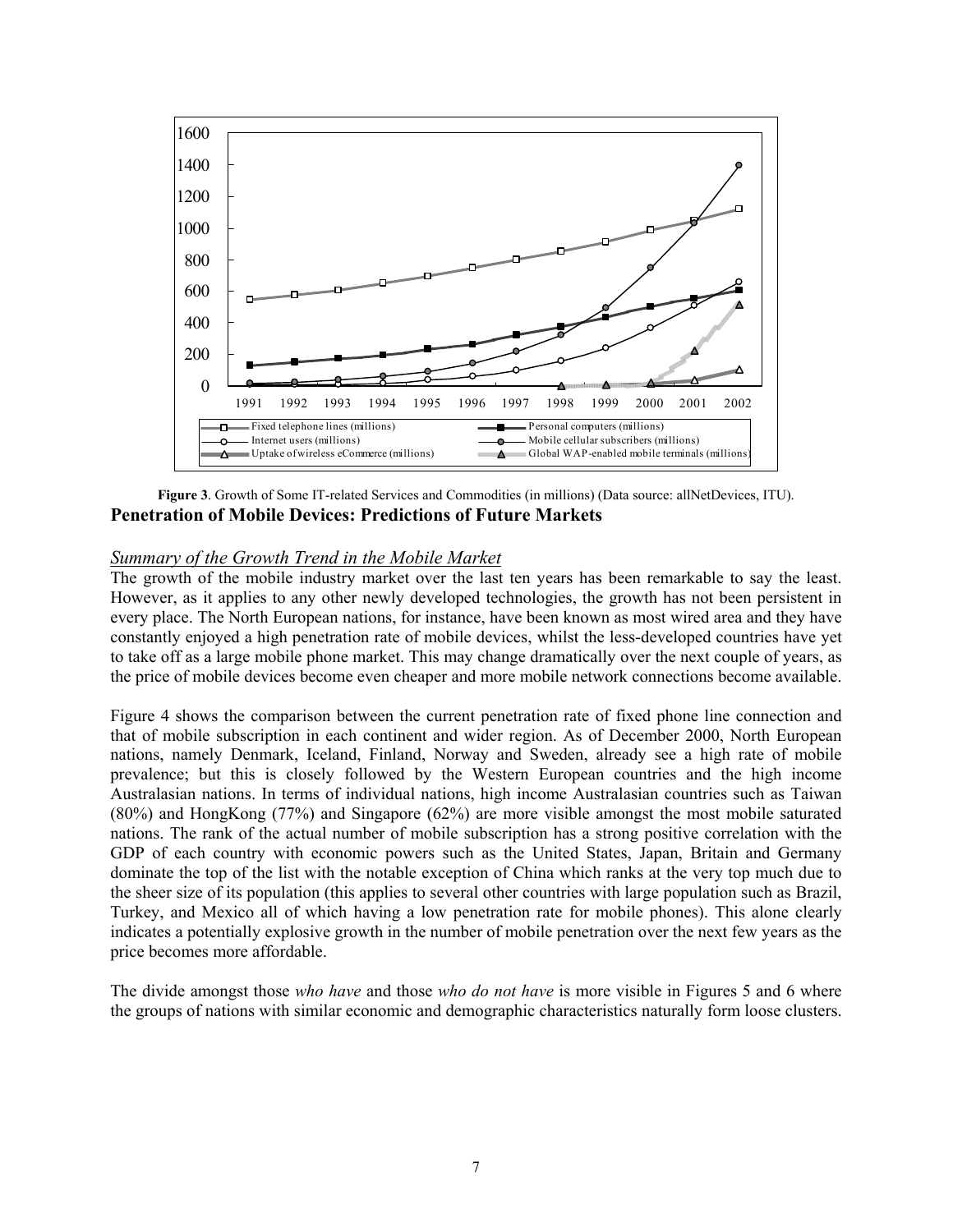**Figure 3**. Growth of Some IT-related Services and Commodities (in millions) (Data source: allNetDevices, ITU).

## Penetration of Mobile Devices: Predictions of Future Markets

### *Summary of the Growth Trend in the Mobile Market*

The growth of the mobile industry market over the last ten years has been remarkable to say the least. However, as it applies to any other newly developed technologies, the growth has not been persistent in every place. The North European nations, for instance, have been known as most wired area and they have constantly enjoyed a high penetration rate of mobile devices, whilst the less-developed countries have yet to take off as a large mobile phone market. This may change dramatically over the next couple of years, as the price of mobile devices become even cheaper and more mobile network connections become available.

Figure 4 shows the comparison between the current penetration rate of fixed phone line connection and that of mobile subscription in each continent and wider region. As of December 2000, North European nations, namely Denmark, Iceland, Finland, Norway and Sweden, already see a high rate of mobile prevalence; but this is closely followed by the Western European countries and the high income Australasian nations. In terms of individual nations, high income Australasian countries such as Taiwan (80%) and HongKong (77%) and Singapore (62%) are more visible amongst the most mobile saturated nations. The rank of the actual number of mobile subscription has a strong positive correlation with the GDP of each country with economic powers such as the United States, Japan, Britain and Germany dominate the top of the list with the notable exception of China which ranks at the very top much due to the sheer size of its population (this applies to several other countries with large population such as Brazil, Turkey, and Mexico all of which having a low penetration rate for mobile phones). This alone clearly indicates a potentially explosive growth in the number of mobile penetration over the next few years as the price becomes more affordable.

The divide amongst those *who have* and those *who do not have* is more visible in Figures 5 and 6 where the groups of nations with similar economic and demographic characteristics naturally form loose clusters.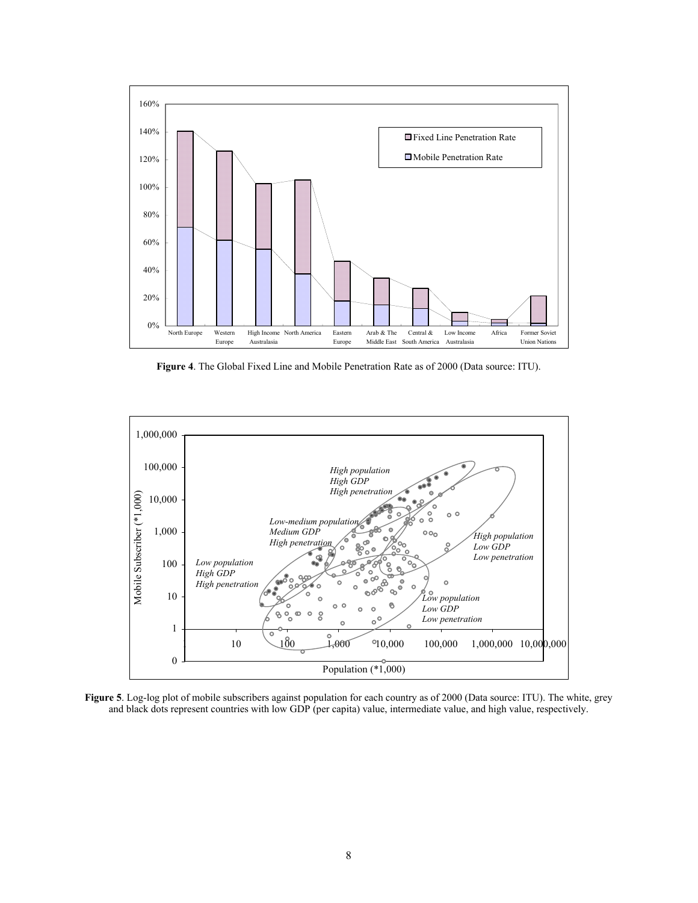**Figure 4**. The Global Fixed Line and Mobile Penetration Rate as of 2000 (Data source: ITU).

**Figure 5**. Log-log plot of mobile subscribers against population for each country as of 2000 (Data source: ITU). The white, grey and black dots represent countries with low GDP (per capita) value, intermediate value, and high value, respectively.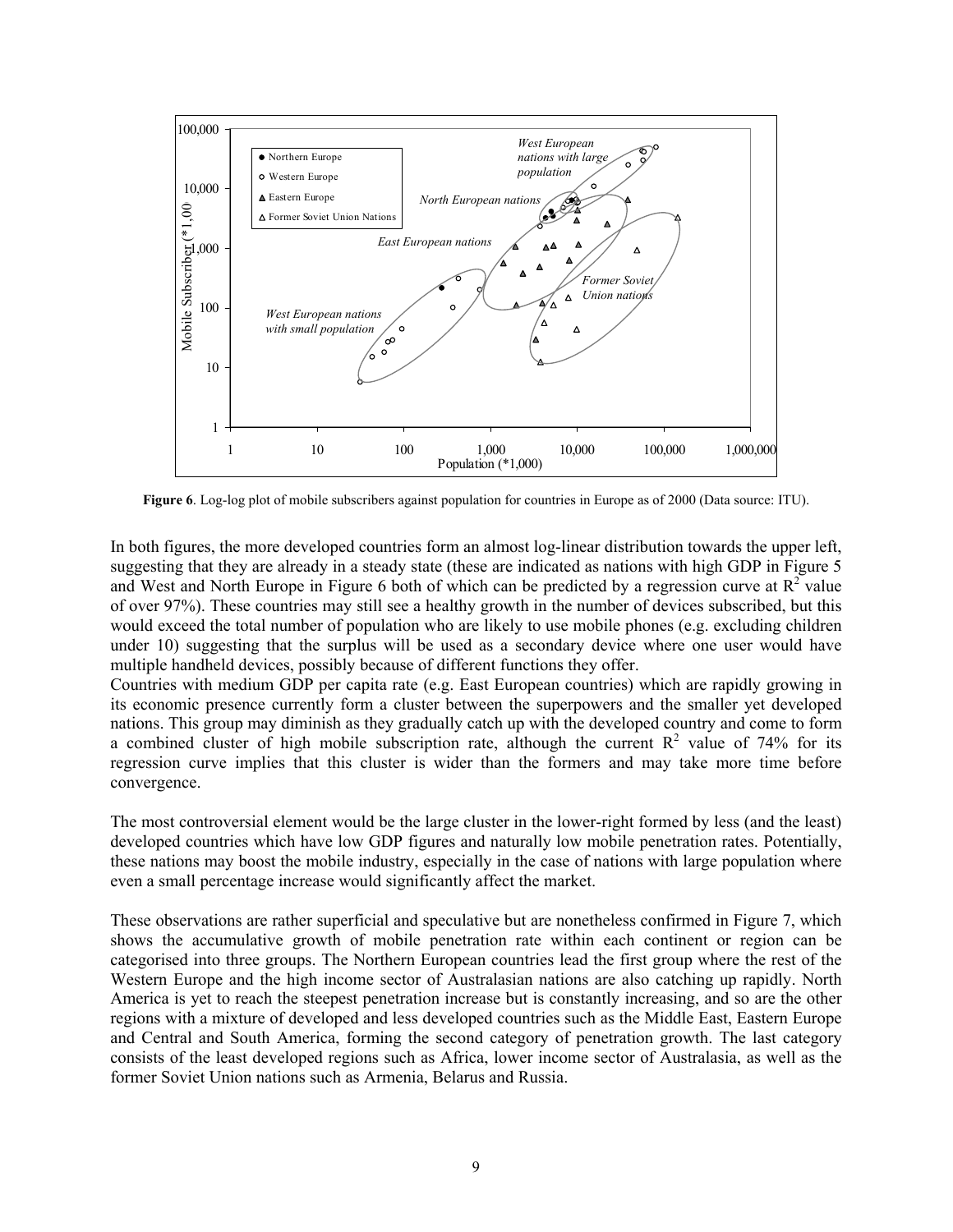**Figure 6**. Log-log plot of mobile subscribers against population for countries in Europe as of 2000 (Data source: ITU).

In both figures, the more developed countries form an almost log-linear distribution towards the upper left, suggesting that they are already in a steady state (these are indicated as nations with high GDP in Figure 5 and West and North Europe in Figure 6 both of which can be predicted by a regression curve at $R^2$ value of over 97%). These countries may still see a healthy growth in the number of devices subscribed, but this would exceed the total number of population who are likely to use mobile phones (e.g. excluding children under 10) suggesting that the surplus will be used as a secondary device where one user would have multiple handheld devices, possibly because of different functions they offer.

Countries with medium GDP per capita rate (e.g. East European countries) which are rapidly growing in its economic presence currently form a cluster between the superpowers and the smaller yet developed nations. This group may diminish as they gradually catch up with the developed country and come to form a combined cluster of high mobile subscription rate, although the current $R^2$ value of 74% for its regression curve implies that this cluster is wider than the formers and may take more time before convergence.

The most controversial element would be the large cluster in the lower-right formed by less (and the least) developed countries which have low GDP figures and naturally low mobile penetration rates. Potentially, these nations may boost the mobile industry, especially in the case of nations with large population where even a small percentage increase would significantly affect the market.

These observations are rather superficial and speculative but are nonetheless confirmed in Figure 7, which shows the accumulative growth of mobile penetration rate within each continent or region can be categorised into three groups. The Northern European countries lead the first group where the rest of the Western Europe and the high income sector of Australasian nations are also catching up rapidly. North America is yet to reach the steepest penetration increase but is constantly increasing, and so are the other regions with a mixture of developed and less developed countries such as the Middle East, Eastern Europe and Central and South America, forming the second category of penetration growth. The last category consists of the least developed regions such as Africa, lower income sector of Australasia, as well as the former Soviet Union nations such as Armenia, Belarus and Russia.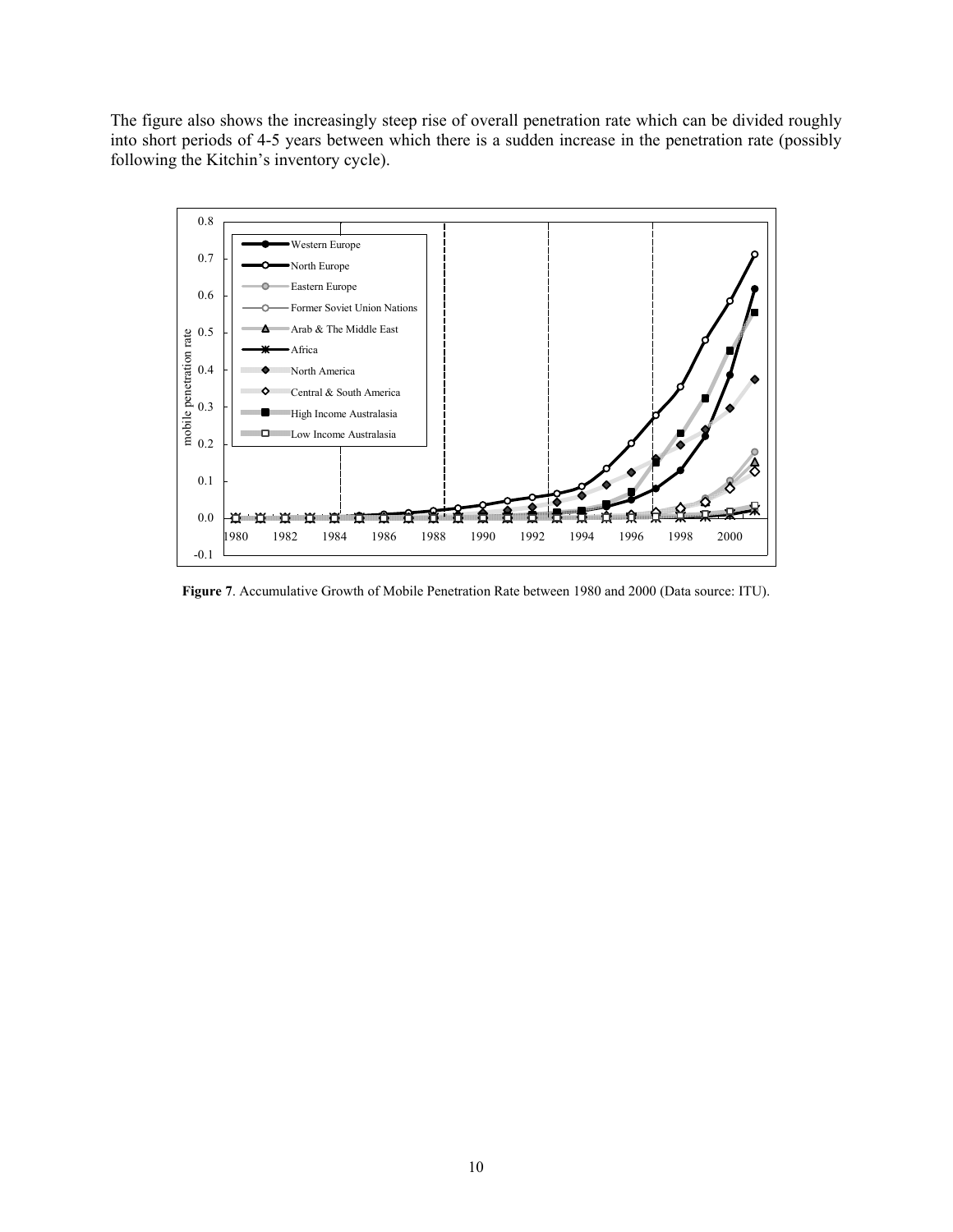The figure also shows the increasingly steep rise of overall penetration rate which can be divided roughly into short periods of 4-5 years between which there is a sudden increase in the penetration rate (possibly following the Kitchin's inventory cycle).

**Figure 7**. Accumulative Growth of Mobile Penetration Rate between 1980 and 2000 (Data source: ITU).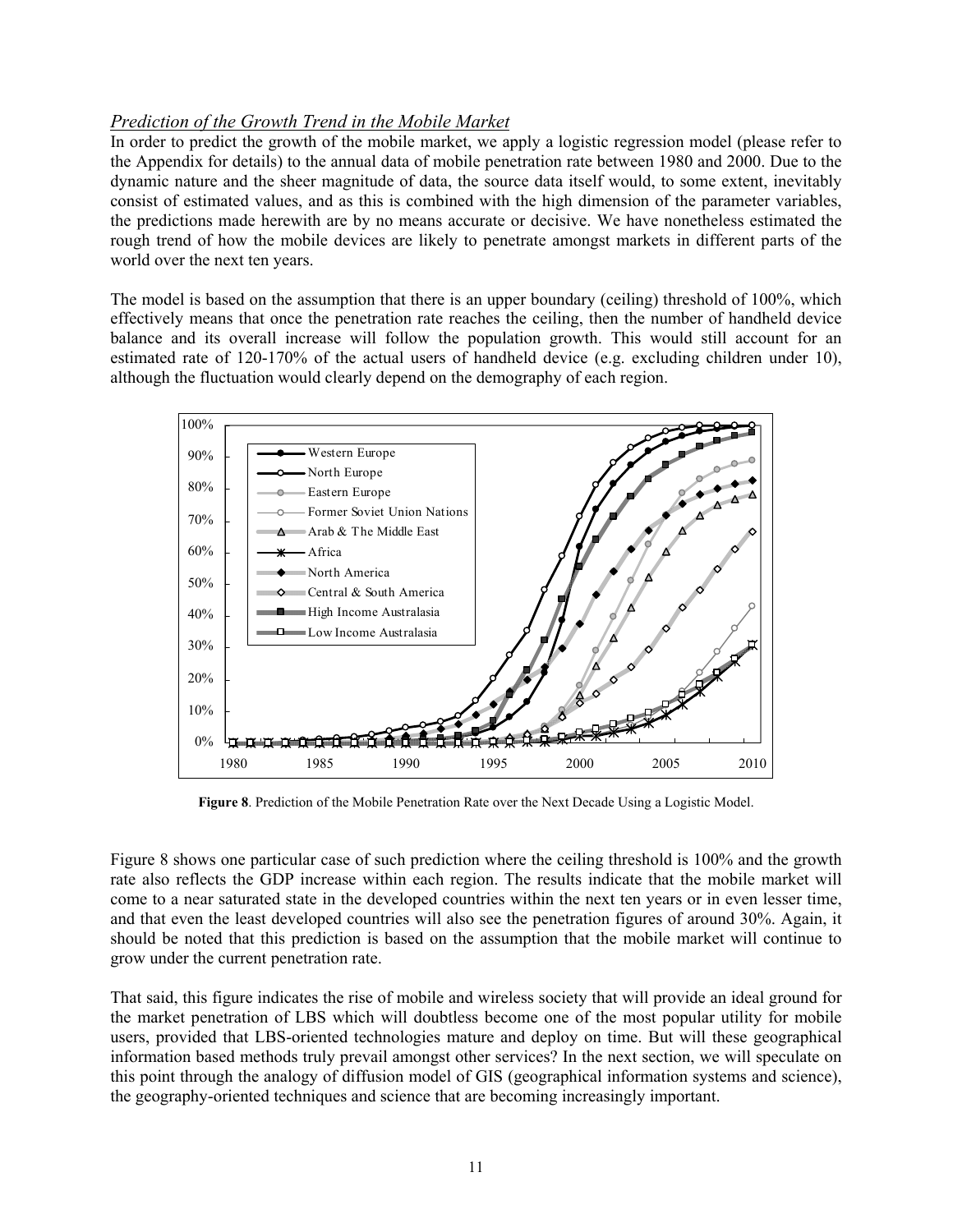*Prediction of the Growth Trend in the Mobile Market*

In order to predict the growth of the mobile market, we apply a logistic regression model (please refer to the Appendix for details) to the annual data of mobile penetration rate between 1980 and 2000. Due to the dynamic nature and the sheer magnitude of data, the source data itself would, to some extent, inevitably consist of estimated values, and as this is combined with the high dimension of the parameter variables, the predictions made herewith are by no means accurate or decisive. We have nonetheless estimated the rough trend of how the mobile devices are likely to penetrate amongst markets in different parts of the world over the next ten years.

The model is based on the assumption that there is an upper boundary (ceiling) threshold of 100%, which effectively means that once the penetration rate reaches the ceiling, then the number of handheld device balance and its overall increase will follow the population growth. This would still account for an estimated rate of 120-170% of the actual users of handheld device (e.g. excluding children under 10), although the fluctuation would clearly depend on the demography of each region.

**Figure 8**. Prediction of the Mobile Penetration Rate over the Next Decade Using a Logistic Model.

Figure 8 shows one particular case of such prediction where the ceiling threshold is 100% and the growth rate also reflects the GDP increase within each region. The results indicate that the mobile market will come to a near saturated state in the developed countries within the next ten years or in even lesser time, and that even the least developed countries will also see the penetration figures of around 30%. Again, it should be noted that this prediction is based on the assumption that the mobile market will continue to grow under the current penetration rate.

That said, this figure indicates the rise of mobile and wireless society that will provide an ideal ground for the market penetration of LBS which will doubtless become one of the most popular utility for mobile users, provided that LBS-oriented technologies mature and deploy on time. But will these geographical information based methods truly prevail amongst other services? In the next section, we will speculate on this point through the analogy of diffusion model of GIS (geographical information systems and science), the geography-oriented techniques and science that are becoming increasingly important.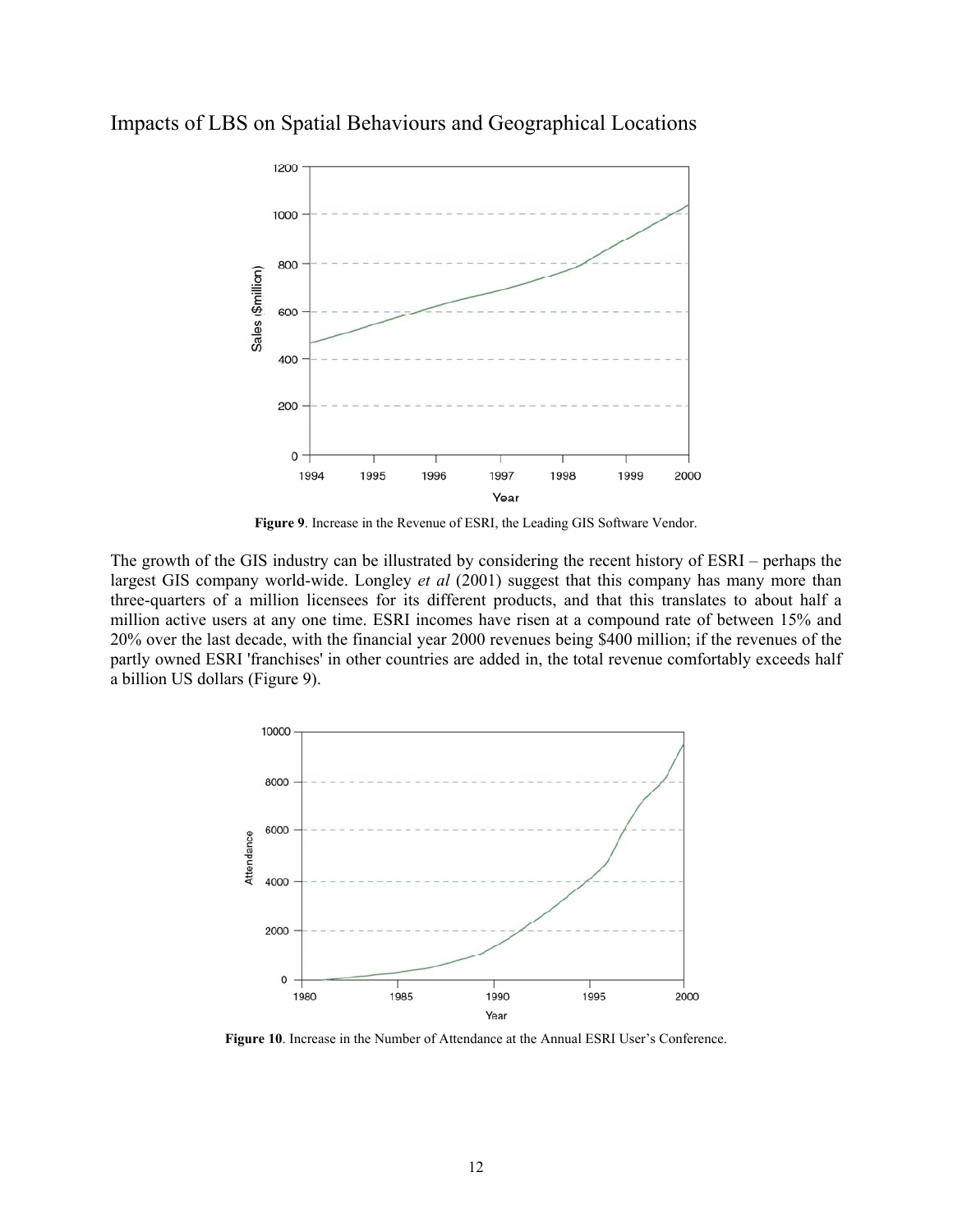Figure 9. Increase in the Revenue of ESRI, the Leading GIS Software Vendor.

The growth of the GIS industry can be illustrated by considering the recent history of ESRI – perhaps the largest GIS company world-wide. Longley *et al* (2001) suggest that this company has many more than three-quarters of a million licensees for its different products, and that this translates to about half a million active users at any one time. ESRI incomes have risen at a compound rate of between 15% and 20% over the last decade, with the financial year 2000 revenues being $400 million; if the revenues of the partly owned ESRI 'franchises' in other countries are added in, the total revenue comfortably exceeds half a billion US dollars (Figure 9).

**Figure 10**. Increase in the Number of Attendance at the Annual ESRI User's Conference.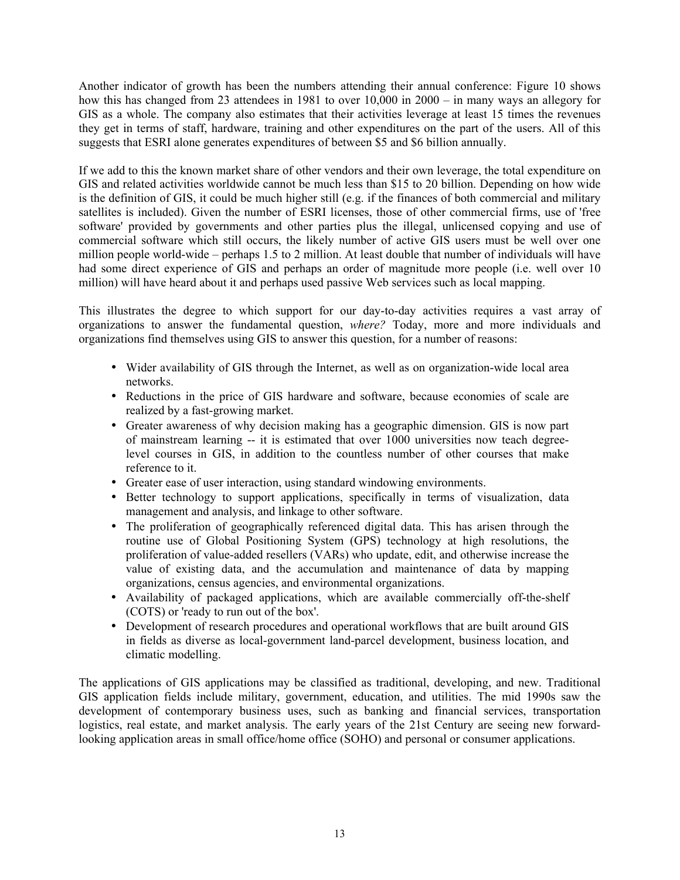Another indicator of growth has been the numbers attending their annual conference: Figure 10 shows how this has changed from 23 attendees in 1981 to over 10,000 in 2000 – in many ways an allegory for GIS as a whole. The company also estimates that their activities leverage at least 15 times the revenues they get in terms of staff, hardware, training and other expenditures on the part of the users. All of this suggests that ESRI alone generates expenditures of between $5 and $6 billion annually.

If we add to this the known market share of other vendors and their own leverage, the total expenditure on GIS and related activities worldwide cannot be much less than $15 to 20 billion. Depending on how wide is the definition of GIS, it could be much higher still (e.g. if the finances of both commercial and military satellites is included). Given the number of ESRI licenses, those of other commercial firms, use of 'free software' provided by governments and other parties plus the illegal, unlicensed copying and use of commercial software which still occurs, the likely number of active GIS users must be well over one million people world-wide – perhaps 1.5 to 2 million. At least double that number of individuals will have had some direct experience of GIS and perhaps an order of magnitude more people (i.e. well over 10 million) will have heard about it and perhaps used passive Web services such as local mapping.

This illustrates the degree to which support for our day-to-day activities requires a vast array of organizations to answer the fundamental question, *where?* Today, more and more individuals and organizations find themselves using GIS to answer this question, for a number of reasons:

- Wider availability of GIS through the Internet, as well as on organization-wide local area networks.
- Reductions in the price of GIS hardware and software, because economies of scale are realized by a fast-growing market.
- Greater awareness of why decision making has a geographic dimension. GIS is now part of mainstream learning -- it is estimated that over 1000 universities now teach degree-level courses in GIS, in addition to the countless number of other courses that make reference to it.
- Greater ease of user interaction, using standard windowing environments.
- Better technology to support applications, specifically in terms of visualization, data management and analysis, and linkage to other software.
- The proliferation of geographically referenced digital data. This has arisen through the routine use of Global Positioning System (GPS) technology at high resolutions, the proliferation of value-added resellers (VARs) who update, edit, and otherwise increase the value of existing data, and the accumulation and maintenance of data by mapping organizations, census agencies, and environmental organizations.
- Availability of packaged applications, which are available commercially off-the-shelf (COTS) or 'ready to run out of the box'.
- Development of research procedures and operational workflows that are built around GIS in fields as diverse as local-government land-parcel development, business location, and climatic modelling.

The applications of GIS applications may be classified as traditional, developing, and new. Traditional GIS application fields include military, government, education, and utilities. The mid 1990s saw the development of contemporary business uses, such as banking and financial services, transportation logistics, real estate, and market analysis. The early years of the 21st Century are seeing new forward-looking application areas in small office/home office (SOHO) and personal or consumer applications.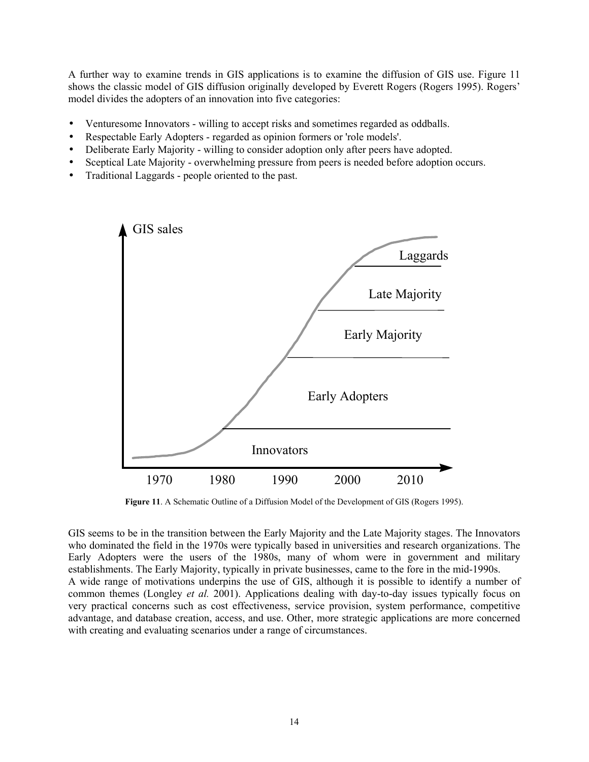A further way to examine trends in GIS applications is to examine the diffusion of GIS use. Figure 11 shows the classic model of GIS diffusion originally developed by Everett Rogers (Rogers 1995). Rogers' model divides the adopters of an innovation into five categories:

- Venturesome Innovators - willing to accept risks and sometimes regarded as oddballs.
- Respectable Early Adopters - regarded as opinion formers or 'role models'.
- Deliberate Early Majority - willing to consider adoption only after peers have adopted.
- Sceptical Late Majority - overwhelming pressure from peers is needed before adoption occurs.
- Traditional Laggards - people oriented to the past.

**Figure 11**. A Schematic Outline of a Diffusion Model of the Development of GIS (Rogers 1995).

GIS seems to be in the transition between the Early Majority and the Late Majority stages. The Innovators who dominated the field in the 1970s were typically based in universities and research organizations. The Early Adopters were the users of the 1980s, many of whom were in government and military establishments. The Early Majority, typically in private businesses, came to the fore in the mid-1990s.

A wide range of motivations underpins the use of GIS, although it is possible to identify a number of common themes (Longley *et al.* 2001). Applications dealing with day-to-day issues typically focus on very practical concerns such as cost effectiveness, service provision, system performance, competitive advantage, and database creation, access, and use. Other, more strategic applications are more concerned with creating and evaluating scenarios under a range of circumstances.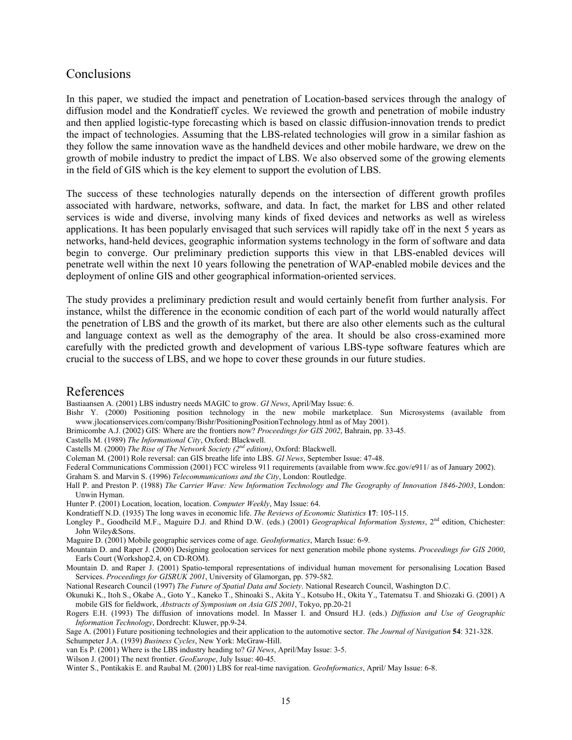## Conclusions

In this paper, we studied the impact and penetration of Location-based services through the analogy of diffusion model and the Kondratieff cycles. We reviewed the growth and penetration of mobile industry and then applied logistic-type forecasting which is based on classic diffusion-innovation trends to predict the impact of technologies. Assuming that the LBS-related technologies will grow in a similar fashion as they follow the same innovation wave as the handheld devices and other mobile hardware, we drew on the growth of mobile industry to predict the impact of LBS. We also observed some of the growing elements in the field of GIS which is the key element to support the evolution of LBS.

The success of these technologies naturally depends on the intersection of different growth profiles associated with hardware, networks, software, and data. In fact, the market for LBS and other related services is wide and diverse, involving many kinds of fixed devices and networks as well as wireless applications. It has been popularly envisaged that such services will rapidly take off in the next 5 years as networks, hand-held devices, geographic information systems technology in the form of software and data begin to converge. Our preliminary prediction supports this view in that LBS-enabled devices will penetrate well within the next 10 years following the penetration of WAP-enabled mobile devices and the deployment of online GIS and other geographical information-oriented services.

The study provides a preliminary prediction result and would certainly benefit from further analysis. For instance, whilst the difference in the economic condition of each part of the world would naturally affect the penetration of LBS and the growth of its market, but there are also other elements such as the cultural and language context as well as the demography of the area. It should be also cross-examined more carefully with the predicted growth and development of various LBS-type software features which are crucial to the success of LBS, and we hope to cover these grounds in our future studies.

## References

Bastiaansen A. (2001) LBS industry needs MAGIC to grow. *GI News*, April/May Issue: 6.

Bishr Y. (2000) Positioning position technology in the new mobile marketplace. Sun Microsystems (available from www.jlocationservices.com/company/Bishr/PositioningPositionTechnology.html as of May 2001).

Brimicombe A.J. (2002) GIS: Where are the frontiers now? *Proceedings for GIS 2002*, Bahrain, pp. 33-45.

Castells M. (1989) *The Informational City*, Oxford: Blackwell.

Castells M. (2000) *The Rise of The Network Society (2nd edition)*, Oxford: Blackwell.

Coleman M. (2001) Role reversal: can GIS breathe life into LBS. *GI News*, September Issue: 47-48.

Federal Communications Commission (2001) FCC wireless 911 requirements (available from www.fcc.gov/e911/ as of January 2002).

Graham S. and Marvin S. (1996) *Telecommunications and the City*, London: Routledge.

Hall P. and Preston P. (1988) *The Carrier Wave: New Information Technology and The Geography of Innovation 1846-2003*, London: Unwin Hyman.

Hunter P. (2001) Location, location, location. *Computer Weekly*, May Issue: 64.

Kondratieff N.D. (1935) The long waves in economic life. *The Reviews of Economic Statistics* **17**: 105-115.

Longley P., Goodhcild M.F., Maguire D.J. and Rhind D.W. (eds.) (2001) *Geographical Information Systems*, 2nd edition, Chichester: John Wiley&Sons.

Maguire D. (2001) Mobile geographic services come of age. *GeoInformatics*, March Issue: 6-9.

Mountain D. and Raper J. (2000) Designing geolocation services for next generation mobile phone systems. *Proceedings for GIS 2000*, Earls Court (Workshop2.4, on CD-ROM).

Mountain D. and Raper J. (2001) Spatio-temporal representations of individual human movement for personalising Location Based Services. *Proceedings for GISRUK 2001*, University of Glamorgan, pp. 579-582.

National Research Council (1997) *The Future of Spatial Data and Society*. National Research Council, Washington D.C.

Okunuki K., Itoh S., Okabe A., Goto Y., Kaneko T., Shinoaki S., Akita Y., Kotsubo H., Okita Y., Tatematsu T. and Shiozaki G. (2001) A mobile GIS for fieldwork, *Abstracts of Symposium on Asia GIS 2001*, Tokyo, pp.20-21

Rogers E.H. (1993) The diffusion of innovations model. In Masser I. and Onsurd H.J. (eds.) *Diffusion and Use of Geographic Information Technology*, Dordrecht: Kluwer, pp.9-24.

Sage A. (2001) Future positioning technologies and their application to the automotive sector. *The Journal of Navigation* **54**: 321-328.

Schumpeter J.A. (1939) *Business Cycles*, New York: McGraw-Hill.

van Es P. (2001) Where is the LBS industry heading to? *GI News*, April/May Issue: 3-5.

Wilson J. (2001) The next frontier. *GeoEurope*, July Issue: 40-45.

Winter S., Pontikakis E. and Raubal M. (2001) LBS for real-time navigation. *GeoInformatics*, April/ May Issue: 6-8.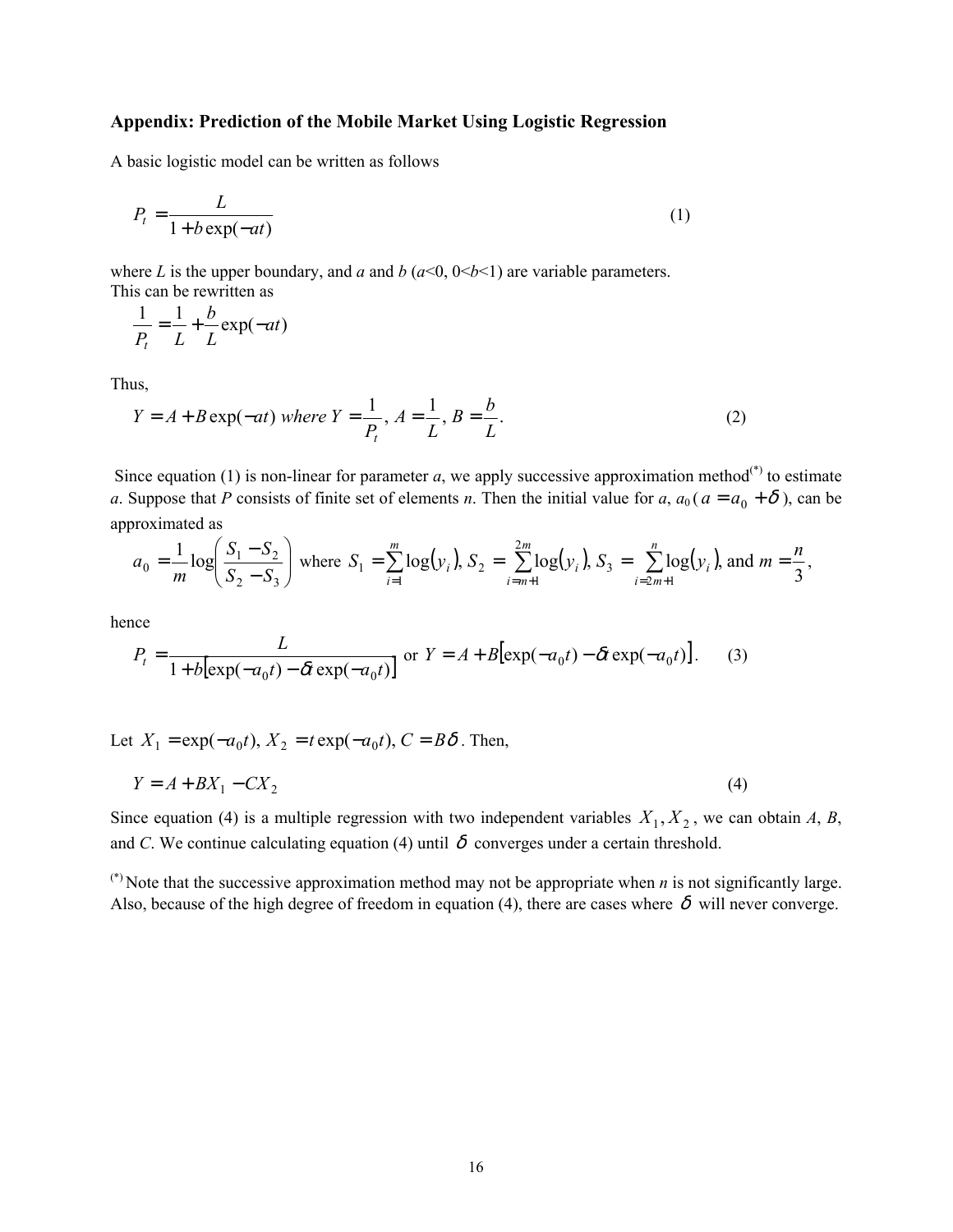### Appendix: Prediction of the Mobile Market Using Logistic Regression

A basic logistic model can be written as follows

$$P_t = \frac{L}{1 + b\exp(-at)} \tag{1}$$

where *L* is the upper boundary, and *a* and *b* ($a<0$, $0<b<1$) are variable parameters.
This can be rewritten as

$$\frac{1}{P_t} = \frac{1}{L} + \frac{b}{L}\exp(-at)$$

Thus,

$$Y = A + B\exp(-at) \; where \; Y = \frac{1}{P_t}, \; A = \frac{1}{L}, \; B = \frac{b}{L}. \tag{2}$$

Since equation (1) is non-linear for parameter *a*, we apply successive approximation method(*) to estimate *a*. Suppose that *P* consists of finite set of elements *n*. Then the initial value for *a*, $a_0$ ( $a = a_0 + \delta$ ), can be approximated as

$$a_0 = \frac{1}{m}\log\left(\frac{S_1 - S_2}{S_2 - S_3}\right) \text{ where } S_1 = \sum_{i=1}^{m}\log(y_i),\; S_2 = \sum_{i=m+1}^{2m}\log(y_i),\; S_3 = \sum_{i=2m+1}^{n}\log(y_i), \text{ and } m = \frac{n}{3},$$

hence

$$P_t = \frac{L}{1 + b\left[\exp(-a_0 t) - \delta t \exp(-a_0 t)\right]} \text{ or } Y = A + B\left[\exp(-a_0 t) - \delta t \exp(-a_0 t)\right]. \tag{3}$$

Let $X_1 = \exp(-a_0 t),\; X_2 = t\exp(-a_0 t),\; C = B\delta$. Then,

$$Y = A + BX_1 - CX_2 \tag{4}$$

Since equation (4) is a multiple regression with two independent variables $X_1, X_2$, we can obtain *A*, *B*, and *C*. We continue calculating equation (4) until $\delta$ converges under a certain threshold.

(*) Note that the successive approximation method may not be appropriate when *n* is not significantly large. Also, because of the high degree of freedom in equation (4), there are cases where $\delta$ will never converge.